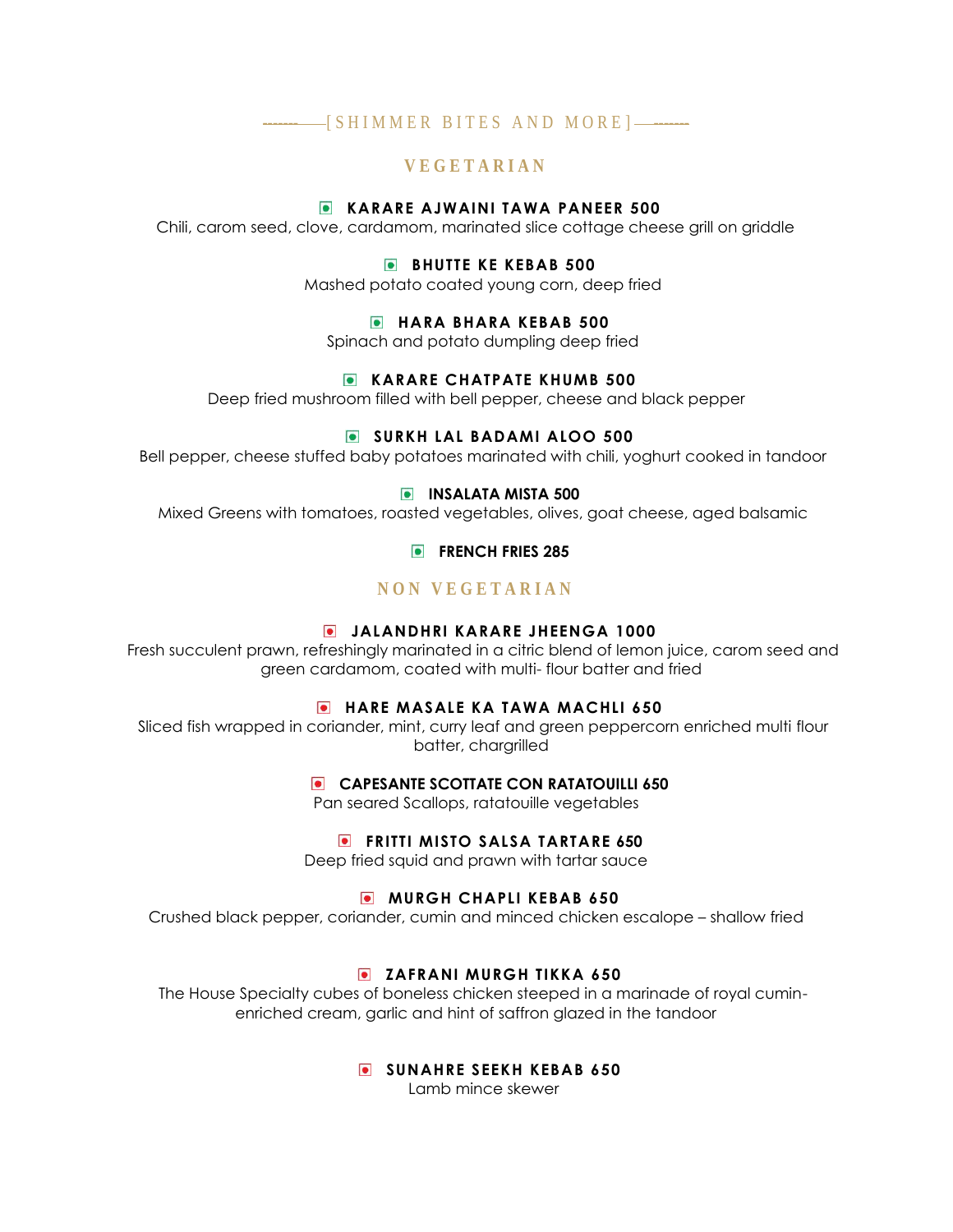# [SHIMMER BITES AND MORE]

## VEGETARIAN

**KARARE AJWAINI TAWA PANEER 500**
Chili, carom seed, clove, cardamom, marinated slice cottage cheese grill on griddle

**BHUTTE KE KEBAB 500**
Mashed potato coated young corn, deep fried

**HARA BHARA KEBAB 500**
Spinach and potato dumpling deep fried

**KARARE CHATPATE KHUMB 500**
Deep fried mushroom filled with bell pepper, cheese and black pepper

**SURKH LAL BADAMI ALOO 500**
Bell pepper, cheese stuffed baby potatoes marinated with chili, yoghurt cooked in tandoor

**INSALATA MISTA 500**
Mixed Greens with tomatoes, roasted vegetables, olives, goat cheese, aged balsamic

**FRENCH FRIES 285**

## NON VEGETARIAN

**JALANDHRI KARARE JHEENGA 1000**
Fresh succulent prawn, refreshingly marinated in a citric blend of lemon juice, carom seed and green cardamom, coated with multi- flour batter and fried

**HARE MASALE KA TAWA MACHLI 650**
Sliced fish wrapped in coriander, mint, curry leaf and green peppercorn enriched multi flour batter, chargrilled

**CAPESANTE SCOTTATE CON RATATOUILLI 650**
Pan seared Scallops, ratatouille vegetables

**FRITTI MISTO SALSA TARTARE 650**
Deep fried squid and prawn with tartar sauce

**MURGH CHAPLI KEBAB 650**
Crushed black pepper, coriander, cumin and minced chicken escalope – shallow fried

**ZAFRANI MURGH TIKKA 650**
The House Specialty cubes of boneless chicken steeped in a marinade of royal cumin-enriched cream, garlic and hint of saffron glazed in the tandoor

**SUNAHRE SEEKH KEBAB 650**
Lamb mince skewer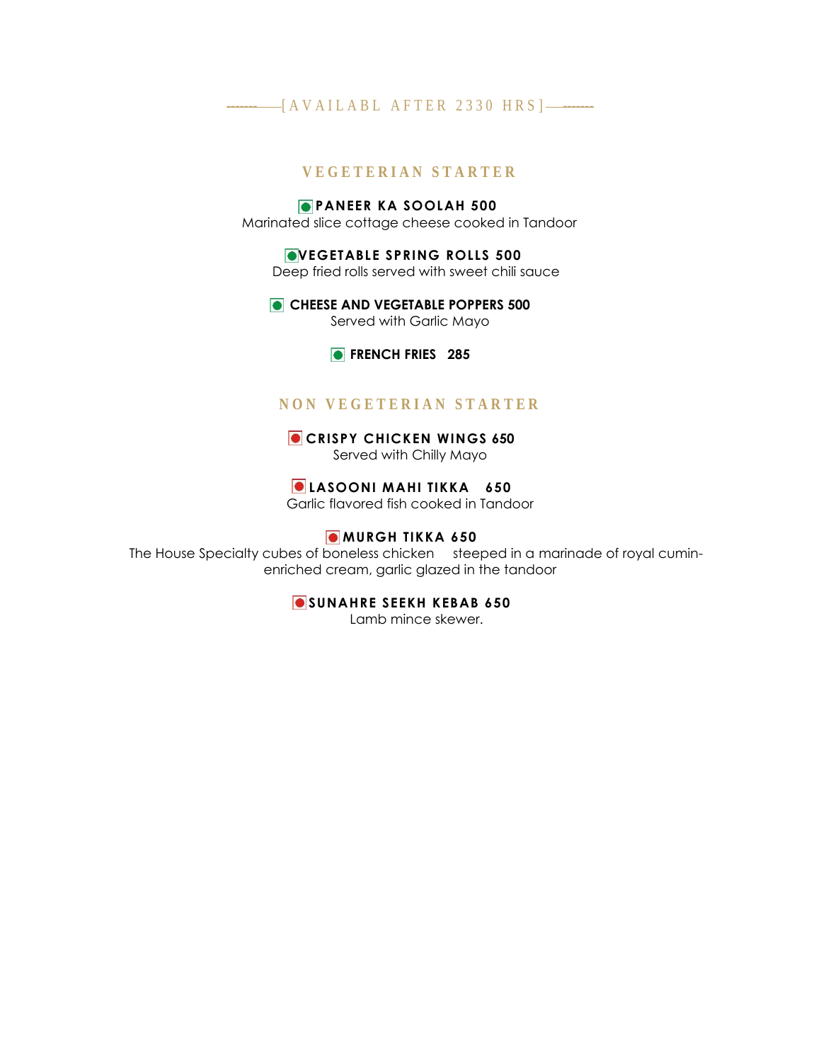[AVAILABL AFTER 2330 HRS]

## VEGETERIAN STARTER

**PANEER KA SOOLAH 500**
Marinated slice cottage cheese cooked in Tandoor

**VEGETABLE SPRING ROLLS 500**
Deep fried rolls served with sweet chili sauce

**CHEESE AND VEGETABLE POPPERS 500**
Served with Garlic Mayo

**FRENCH FRIES 285**

## NON VEGETERIAN STARTER

**CRISPY CHICKEN WINGS 650**
Served with Chilly Mayo

**LASOONI MAHI TIKKA 650**
Garlic flavored fish cooked in Tandoor

**MURGH TIKKA 650**
The House Specialty cubes of boneless chicken steeped in a marinade of royal cumin-enriched cream, garlic glazed in the tandoor

**SUNAHRE SEEKH KEBAB 650**
Lamb mince skewer.